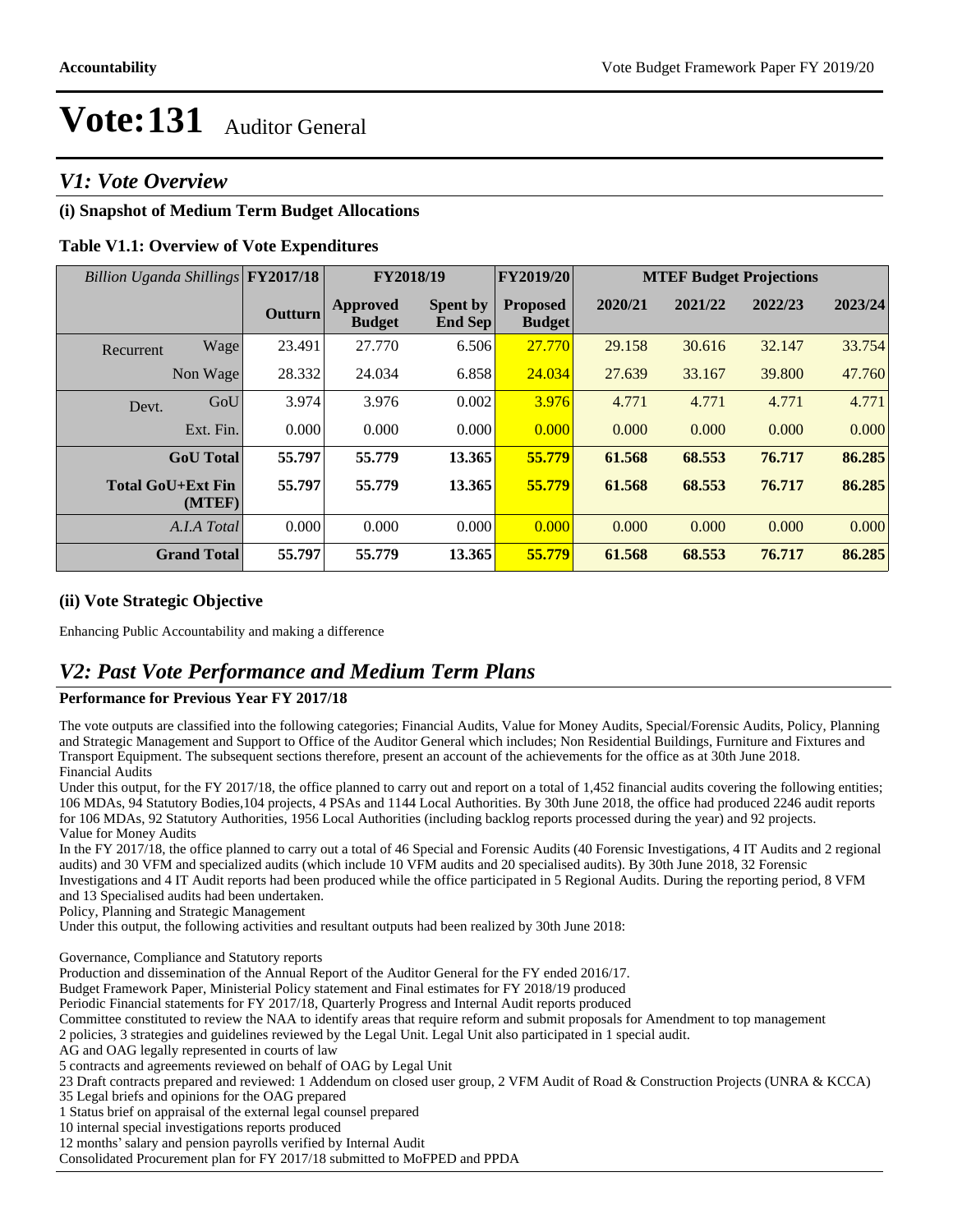# Vote:131 Auditor General

## V1: Vote Overview

### (i) Snapshot of Medium Term Budget Allocations

**Table V1.1: Overview of Vote Expenditures**

| *Billion Uganda Shillings* | | FY2017/18 | FY2018/19 | | FY2019/20 | MTEF Budget Projections | | | |
|---|---|---|---|---|---|---|---|---|---|
| | | **Outturn** | **Approved Budget** | **Spent by End Sep** | **Proposed Budget** | **2020/21** | **2021/22** | **2022/23** | **2023/24** |
| Recurrent | Wage | 23.491 | 27.770 | 6.506 | 27.770 | 29.158 | 30.616 | 32.147 | 33.754 |
| | Non Wage | 28.332 | 24.034 | 6.858 | 24.034 | 27.639 | 33.167 | 39.800 | 47.760 |
| Devt. | GoU | 3.974 | 3.976 | 0.002 | 3.976 | 4.771 | 4.771 | 4.771 | 4.771 |
| | Ext. Fin. | 0.000 | 0.000 | 0.000 | 0.000 | 0.000 | 0.000 | 0.000 | 0.000 |
| | **GoU Total** | **55.797** | **55.779** | **13.365** | **55.779** | **61.568** | **68.553** | **76.717** | **86.285** |
| | **Total GoU+Ext Fin (MTEF)** | **55.797** | **55.779** | **13.365** | **55.779** | **61.568** | **68.553** | **76.717** | **86.285** |
| | *A.I.A Total* | 0.000 | 0.000 | 0.000 | 0.000 | 0.000 | 0.000 | 0.000 | 0.000 |
| | **Grand Total** | **55.797** | **55.779** | **13.365** | **55.779** | **61.568** | **68.553** | **76.717** | **86.285** |

### (ii) Vote Strategic Objective

Enhancing Public Accountability and making a difference

## V2: Past Vote Performance and Medium Term Plans

**Performance for Previous Year FY 2017/18**

The vote outputs are classified into the following categories; Financial Audits, Value for Money Audits, Special/Forensic Audits, Policy, Planning and Strategic Management and Support to Office of the Auditor General which includes; Non Residential Buildings, Furniture and Fixtures and Transport Equipment. The subsequent sections therefore, present an account of the achievements for the office as at 30th June 2018.

Financial Audits

Under this output, for the FY 2017/18, the office planned to carry out and report on a total of 1,452 financial audits covering the following entities; 106 MDAs, 94 Statutory Bodies,104 projects, 4 PSAs and 1144 Local Authorities. By 30th June 2018, the office had produced 2246 audit reports for 106 MDAs, 92 Statutory Authorities, 1956 Local Authorities (including backlog reports processed during the year) and 92 projects.

Value for Money Audits

In the FY 2017/18, the office planned to carry out a total of 46 Special and Forensic Audits (40 Forensic Investigations, 4 IT Audits and 2 regional audits) and 30 VFM and specialized audits (which include 10 VFM audits and 20 specialised audits). By 30th June 2018, 32 Forensic Investigations and 4 IT Audit reports had been produced while the office participated in 5 Regional Audits. During the reporting period, 8 VFM and 13 Specialised audits had been undertaken.

Policy, Planning and Strategic Management

Under this output, the following activities and resultant outputs had been realized by 30th June 2018:

Governance, Compliance and Statutory reports

Production and dissemination of the Annual Report of the Auditor General for the FY ended 2016/17.

Budget Framework Paper, Ministerial Policy statement and Final estimates for FY 2018/19 produced

Periodic Financial statements for FY 2017/18, Quarterly Progress and Internal Audit reports produced

Committee constituted to review the NAA to identify areas that require reform and submit proposals for Amendment to top management

2 policies, 3 strategies and guidelines reviewed by the Legal Unit. Legal Unit also participated in 1 special audit.

AG and OAG legally represented in courts of law

5 contracts and agreements reviewed on behalf of OAG by Legal Unit

23 Draft contracts prepared and reviewed: 1 Addendum on closed user group, 2 VFM Audit of Road & Construction Projects (UNRA & KCCA)

35 Legal briefs and opinions for the OAG prepared

1 Status brief on appraisal of the external legal counsel prepared

10 internal special investigations reports produced

12 months' salary and pension payrolls verified by Internal Audit

Consolidated Procurement plan for FY 2017/18 submitted to MoFPED and PPDA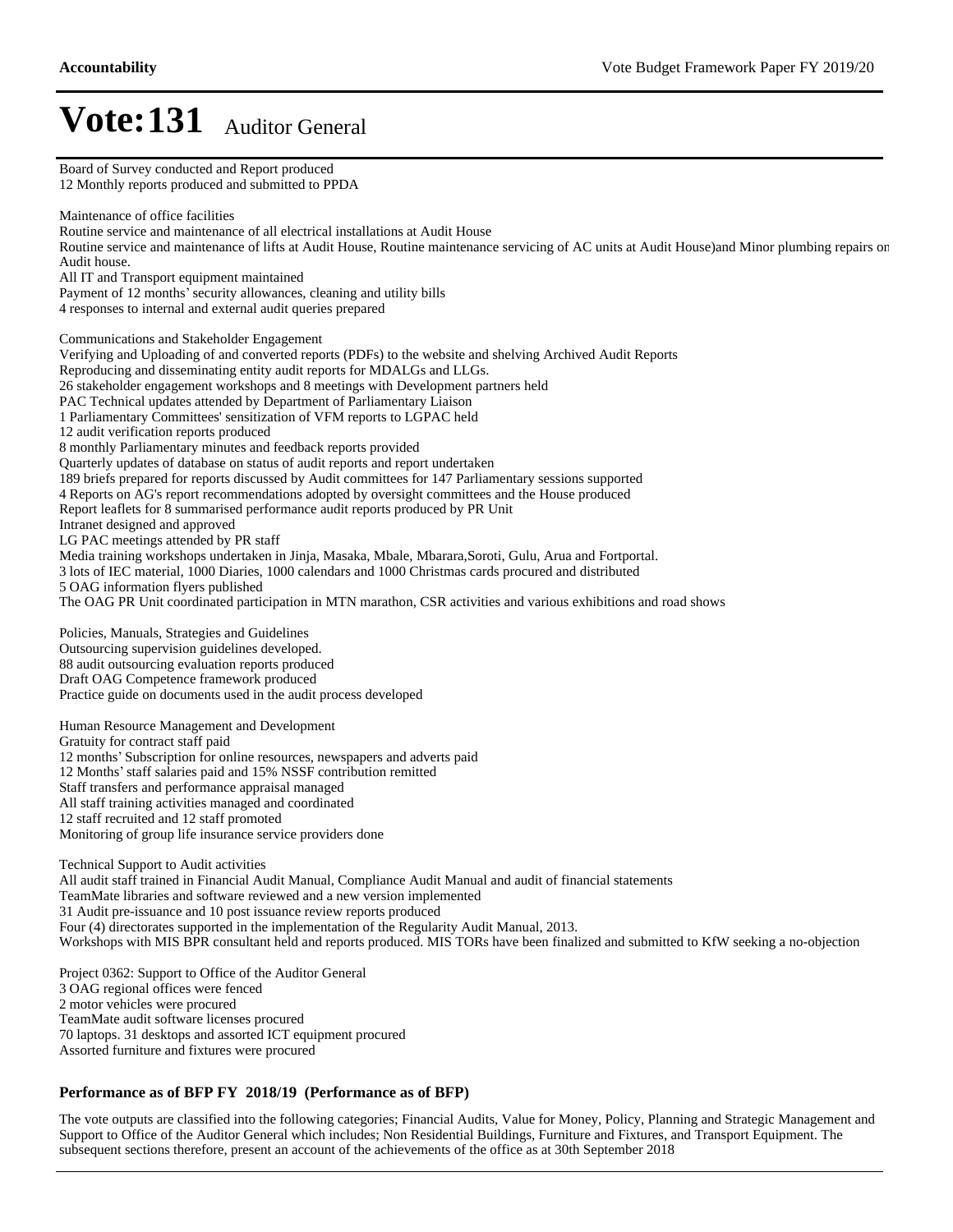Board of Survey conducted and Report produced
12 Monthly reports produced and submitted to PPDA

Maintenance of office facilities
Routine service and maintenance of all electrical installations at Audit House
Routine service and maintenance of lifts at Audit House, Routine maintenance servicing of AC units at Audit House)and Minor plumbing repairs on Audit house.
All IT and Transport equipment maintained
Payment of 12 months' security allowances, cleaning and utility bills
4 responses to internal and external audit queries prepared

Communications and Stakeholder Engagement
Verifying and Uploading of and converted reports (PDFs) to the website and shelving Archived Audit Reports
Reproducing and disseminating entity audit reports for MDALGs and LLGs.
26 stakeholder engagement workshops and 8 meetings with Development partners held
PAC Technical updates attended by Department of Parliamentary Liaison
1 Parliamentary Committees' sensitization of VFM reports to LGPAC held
12 audit verification reports produced
8 monthly Parliamentary minutes and feedback reports provided
Quarterly updates of database on status of audit reports and report undertaken
189 briefs prepared for reports discussed by Audit committees for 147 Parliamentary sessions supported
4 Reports on AG's report recommendations adopted by oversight committees and the House produced
Report leaflets for 8 summarised performance audit reports produced by PR Unit
Intranet designed and approved
LG PAC meetings attended by PR staff
Media training workshops undertaken in Jinja, Masaka, Mbale, Mbarara,Soroti, Gulu, Arua and Fortportal.
3 lots of IEC material, 1000 Diaries, 1000 calendars and 1000 Christmas cards procured and distributed
5 OAG information flyers published
The OAG PR Unit coordinated participation in MTN marathon, CSR activities and various exhibitions and road shows

Policies, Manuals, Strategies and Guidelines
Outsourcing supervision guidelines developed.
88 audit outsourcing evaluation reports produced
Draft OAG Competence framework produced
Practice guide on documents used in the audit process developed

Human Resource Management and Development
Gratuity for contract staff paid
12 months' Subscription for online resources, newspapers and adverts paid
12 Months' staff salaries paid and 15% NSSF contribution remitted
Staff transfers and performance appraisal managed
All staff training activities managed and coordinated
12 staff recruited and 12 staff promoted
Monitoring of group life insurance service providers done

Technical Support to Audit activities
All audit staff trained in Financial Audit Manual, Compliance Audit Manual and audit of financial statements
TeamMate libraries and software reviewed and a new version implemented
31 Audit pre-issuance and 10 post issuance review reports produced
Four (4) directorates supported in the implementation of the Regularity Audit Manual, 2013.
Workshops with MIS BPR consultant held and reports produced. MIS TORs have been finalized and submitted to KfW seeking a no-objection

Project 0362: Support to Office of the Auditor General
3 OAG regional offices were fenced
2 motor vehicles were procured
TeamMate audit software licenses procured
70 laptops. 31 desktops and assorted ICT equipment procured
Assorted furniture and fixtures were procured

### Performance as of BFP FY 2018/19 (Performance as of BFP)

The vote outputs are classified into the following categories; Financial Audits, Value for Money, Policy, Planning and Strategic Management and Support to Office of the Auditor General which includes; Non Residential Buildings, Furniture and Fixtures, and Transport Equipment. The subsequent sections therefore, present an account of the achievements of the office as at 30th September 2018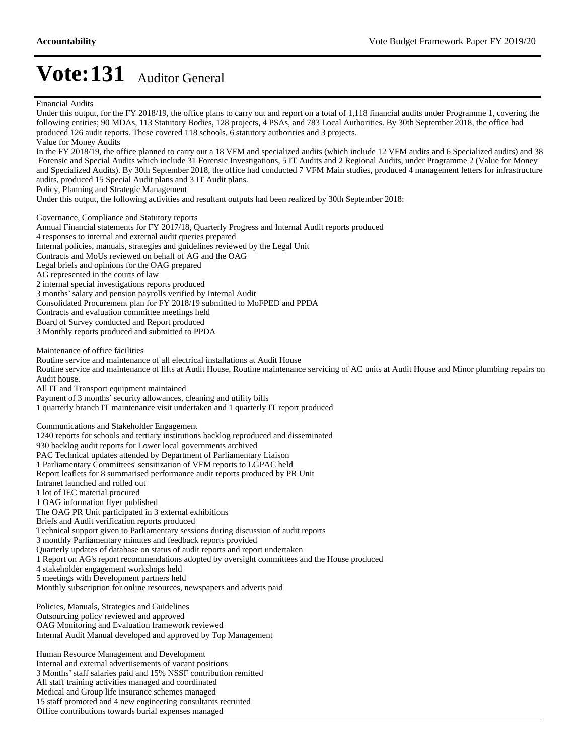# Vote:131 Auditor General

Financial Audits

Under this output, for the FY 2018/19, the office plans to carry out and report on a total of 1,118 financial audits under Programme 1, covering the following entities; 90 MDAs, 113 Statutory Bodies, 128 projects, 4 PSAs, and 783 Local Authorities. By 30th September 2018, the office had produced 126 audit reports. These covered 118 schools, 6 statutory authorities and 3 projects.

Value for Money Audits

In the FY 2018/19, the office planned to carry out a 18 VFM and specialized audits (which include 12 VFM audits and 6 Specialized audits) and 38 Forensic and Special Audits which include 31 Forensic Investigations, 5 IT Audits and 2 Regional Audits, under Programme 2 (Value for Money and Specialized Audits). By 30th September 2018, the office had conducted 7 VFM Main studies, produced 4 management letters for infrastructure audits, produced 15 Special Audit plans and 3 IT Audit plans.

Policy, Planning and Strategic Management

Under this output, the following activities and resultant outputs had been realized by 30th September 2018:

Governance, Compliance and Statutory reports
Annual Financial statements for FY 2017/18, Quarterly Progress and Internal Audit reports produced
4 responses to internal and external audit queries prepared
Internal policies, manuals, strategies and guidelines reviewed by the Legal Unit
Contracts and MoUs reviewed on behalf of AG and the OAG
Legal briefs and opinions for the OAG prepared
AG represented in the courts of law
2 internal special investigations reports produced
3 months' salary and pension payrolls verified by Internal Audit
Consolidated Procurement plan for FY 2018/19 submitted to MoFPED and PPDA
Contracts and evaluation committee meetings held
Board of Survey conducted and Report produced
3 Monthly reports produced and submitted to PPDA

Maintenance of office facilities
Routine service and maintenance of all electrical installations at Audit House
Routine service and maintenance of lifts at Audit House, Routine maintenance servicing of AC units at Audit House and Minor plumbing repairs on Audit house.
All IT and Transport equipment maintained
Payment of 3 months' security allowances, cleaning and utility bills
1 quarterly branch IT maintenance visit undertaken and 1 quarterly IT report produced

Communications and Stakeholder Engagement
1240 reports for schools and tertiary institutions backlog reproduced and disseminated
930 backlog audit reports for Lower local governments archived
PAC Technical updates attended by Department of Parliamentary Liaison
1 Parliamentary Committees' sensitization of VFM reports to LGPAC held
Report leaflets for 8 summarised performance audit reports produced by PR Unit
Intranet launched and rolled out
1 lot of IEC material procured
1 OAG information flyer published
The OAG PR Unit participated in 3 external exhibitions
Briefs and Audit verification reports produced
Technical support given to Parliamentary sessions during discussion of audit reports
3 monthly Parliamentary minutes and feedback reports provided
Quarterly updates of database on status of audit reports and report undertaken
1 Report on AG's report recommendations adopted by oversight committees and the House produced
4 stakeholder engagement workshops held
5 meetings with Development partners held
Monthly subscription for online resources, newspapers and adverts paid

Policies, Manuals, Strategies and Guidelines
Outsourcing policy reviewed and approved
OAG Monitoring and Evaluation framework reviewed
Internal Audit Manual developed and approved by Top Management

Human Resource Management and Development
Internal and external advertisements of vacant positions
3 Months' staff salaries paid and 15% NSSF contribution remitted
All staff training activities managed and coordinated
Medical and Group life insurance schemes managed
15 staff promoted and 4 new engineering consultants recruited
Office contributions towards burial expenses managed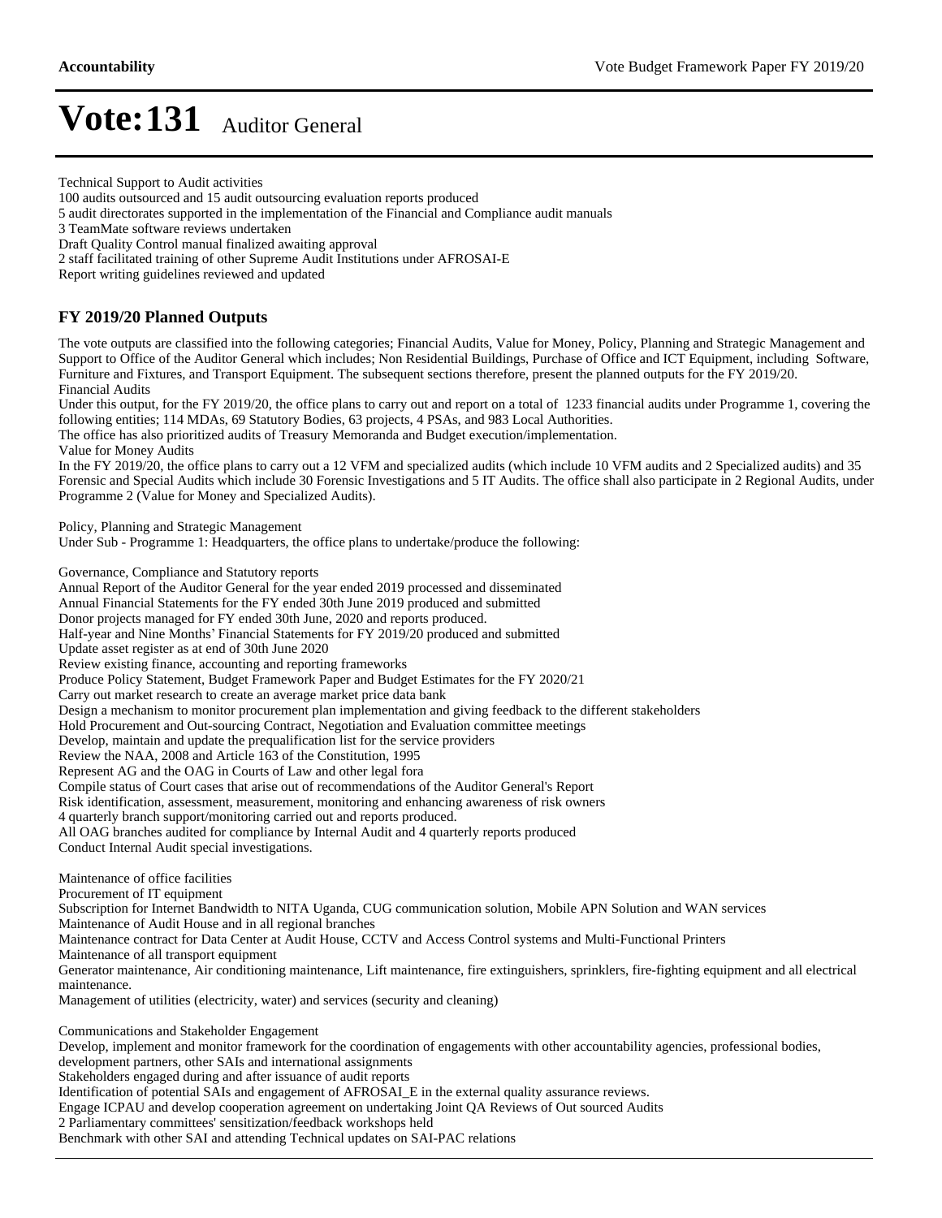# Vote:131 Auditor General

Technical Support to Audit activities
100 audits outsourced and 15 audit outsourcing evaluation reports produced
5 audit directorates supported in the implementation of the Financial and Compliance audit manuals
3 TeamMate software reviews undertaken
Draft Quality Control manual finalized awaiting approval
2 staff facilitated training of other Supreme Audit Institutions under AFROSAI-E
Report writing guidelines reviewed and updated

## FY 2019/20 Planned Outputs

The vote outputs are classified into the following categories; Financial Audits, Value for Money, Policy, Planning and Strategic Management and Support to Office of the Auditor General which includes; Non Residential Buildings, Purchase of Office and ICT Equipment, including Software, Furniture and Fixtures, and Transport Equipment. The subsequent sections therefore, present the planned outputs for the FY 2019/20.
Financial Audits
Under this output, for the FY 2019/20, the office plans to carry out and report on a total of 1233 financial audits under Programme 1, covering the following entities; 114 MDAs, 69 Statutory Bodies, 63 projects, 4 PSAs, and 983 Local Authorities.
The office has also prioritized audits of Treasury Memoranda and Budget execution/implementation.
Value for Money Audits
In the FY 2019/20, the office plans to carry out a 12 VFM and specialized audits (which include 10 VFM audits and 2 Specialized audits) and 35 Forensic and Special Audits which include 30 Forensic Investigations and 5 IT Audits. The office shall also participate in 2 Regional Audits, under Programme 2 (Value for Money and Specialized Audits).

Policy, Planning and Strategic Management
Under Sub - Programme 1: Headquarters, the office plans to undertake/produce the following:

Governance, Compliance and Statutory reports
Annual Report of the Auditor General for the year ended 2019 processed and disseminated
Annual Financial Statements for the FY ended 30th June 2019 produced and submitted
Donor projects managed for FY ended 30th June, 2020 and reports produced.
Half-year and Nine Months' Financial Statements for FY 2019/20 produced and submitted
Update asset register as at end of 30th June 2020
Review existing finance, accounting and reporting frameworks
Produce Policy Statement, Budget Framework Paper and Budget Estimates for the FY 2020/21
Carry out market research to create an average market price data bank
Design a mechanism to monitor procurement plan implementation and giving feedback to the different stakeholders
Hold Procurement and Out-sourcing Contract, Negotiation and Evaluation committee meetings
Develop, maintain and update the prequalification list for the service providers
Review the NAA, 2008 and Article 163 of the Constitution, 1995
Represent AG and the OAG in Courts of Law and other legal fora
Compile status of Court cases that arise out of recommendations of the Auditor General's Report
Risk identification, assessment, measurement, monitoring and enhancing awareness of risk owners
4 quarterly branch support/monitoring carried out and reports produced.
All OAG branches audited for compliance by Internal Audit and 4 quarterly reports produced
Conduct Internal Audit special investigations.

Maintenance of office facilities
Procurement of IT equipment
Subscription for Internet Bandwidth to NITA Uganda, CUG communication solution, Mobile APN Solution and WAN services
Maintenance of Audit House and in all regional branches
Maintenance contract for Data Center at Audit House, CCTV and Access Control systems and Multi-Functional Printers
Maintenance of all transport equipment
Generator maintenance, Air conditioning maintenance, Lift maintenance, fire extinguishers, sprinklers, fire-fighting equipment and all electrical maintenance.
Management of utilities (electricity, water) and services (security and cleaning)

Communications and Stakeholder Engagement
Develop, implement and monitor framework for the coordination of engagements with other accountability agencies, professional bodies, development partners, other SAIs and international assignments
Stakeholders engaged during and after issuance of audit reports
Identification of potential SAIs and engagement of AFROSAI_E in the external quality assurance reviews.
Engage ICPAU and develop cooperation agreement on undertaking Joint QA Reviews of Out sourced Audits
2 Parliamentary committees' sensitization/feedback workshops held
Benchmark with other SAI and attending Technical updates on SAI-PAC relations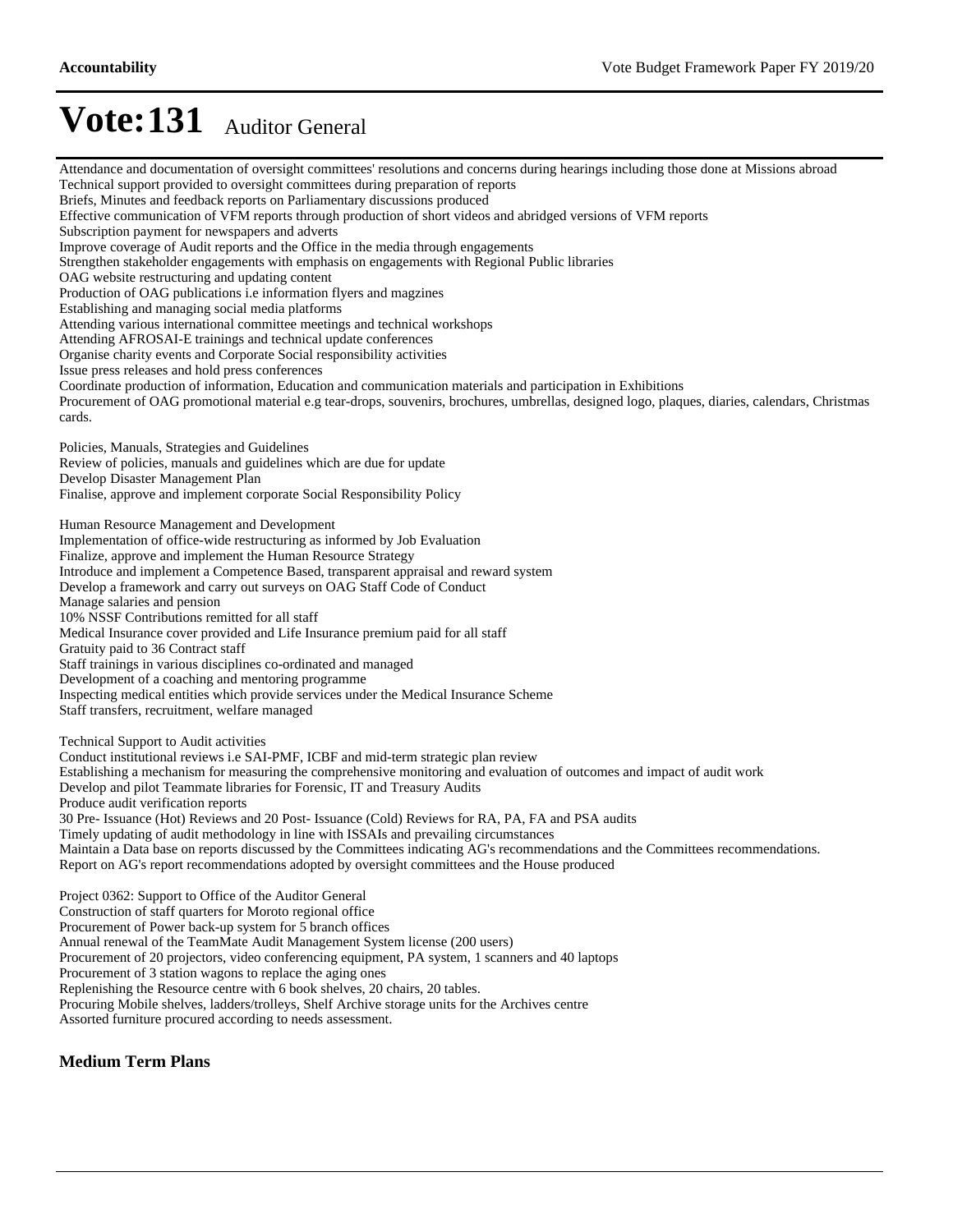# Vote:131 Auditor General

Attendance and documentation of oversight committees' resolutions and concerns during hearings including those done at Missions abroad
Technical support provided to oversight committees during preparation of reports
Briefs, Minutes and feedback reports on Parliamentary discussions produced
Effective communication of VFM reports through production of short videos and abridged versions of VFM reports
Subscription payment for newspapers and adverts
Improve coverage of Audit reports and the Office in the media through engagements
Strengthen stakeholder engagements with emphasis on engagements with Regional Public libraries
OAG website restructuring and updating content
Production of OAG publications i.e information flyers and magzines
Establishing and managing social media platforms
Attending various international committee meetings and technical workshops
Attending AFROSAI-E trainings and technical update conferences
Organise charity events and Corporate Social responsibility activities
Issue press releases and hold press conferences
Coordinate production of information, Education and communication materials and participation in Exhibitions
Procurement of OAG promotional material e.g tear-drops, souvenirs, brochures, umbrellas, designed logo, plaques, diaries, calendars, Christmas cards.

Policies, Manuals, Strategies and Guidelines
Review of policies, manuals and guidelines which are due for update
Develop Disaster Management Plan
Finalise, approve and implement corporate Social Responsibility Policy

Human Resource Management and Development
Implementation of office-wide restructuring as informed by Job Evaluation
Finalize, approve and implement the Human Resource Strategy
Introduce and implement a Competence Based, transparent appraisal and reward system
Develop a framework and carry out surveys on OAG Staff Code of Conduct
Manage salaries and pension
10% NSSF Contributions remitted for all staff
Medical Insurance cover provided and Life Insurance premium paid for all staff
Gratuity paid to 36 Contract staff
Staff trainings in various disciplines co-ordinated and managed
Development of a coaching and mentoring programme
Inspecting medical entities which provide services under the Medical Insurance Scheme
Staff transfers, recruitment, welfare managed

Technical Support to Audit activities
Conduct institutional reviews i.e SAI-PMF, ICBF and mid-term strategic plan review
Establishing a mechanism for measuring the comprehensive monitoring and evaluation of outcomes and impact of audit work
Develop and pilot Teammate libraries for Forensic, IT and Treasury Audits
Produce audit verification reports
30 Pre- Issuance (Hot) Reviews and 20 Post- Issuance (Cold) Reviews for RA, PA, FA and PSA audits
Timely updating of audit methodology in line with ISSAIs and prevailing circumstances
Maintain a Data base on reports discussed by the Committees indicating AG's recommendations and the Committees recommendations.
Report on AG's report recommendations adopted by oversight committees and the House produced

Project 0362: Support to Office of the Auditor General
Construction of staff quarters for Moroto regional office
Procurement of Power back-up system for 5 branch offices
Annual renewal of the TeamMate Audit Management System license (200 users)
Procurement of 20 projectors, video conferencing equipment, PA system, 1 scanners and 40 laptops
Procurement of 3 station wagons to replace the aging ones
Replenishing the Resource centre with 6 book shelves, 20 chairs, 20 tables.
Procuring Mobile shelves, ladders/trolleys, Shelf Archive storage units for the Archives centre
Assorted furniture procured according to needs assessment.

### Medium Term Plans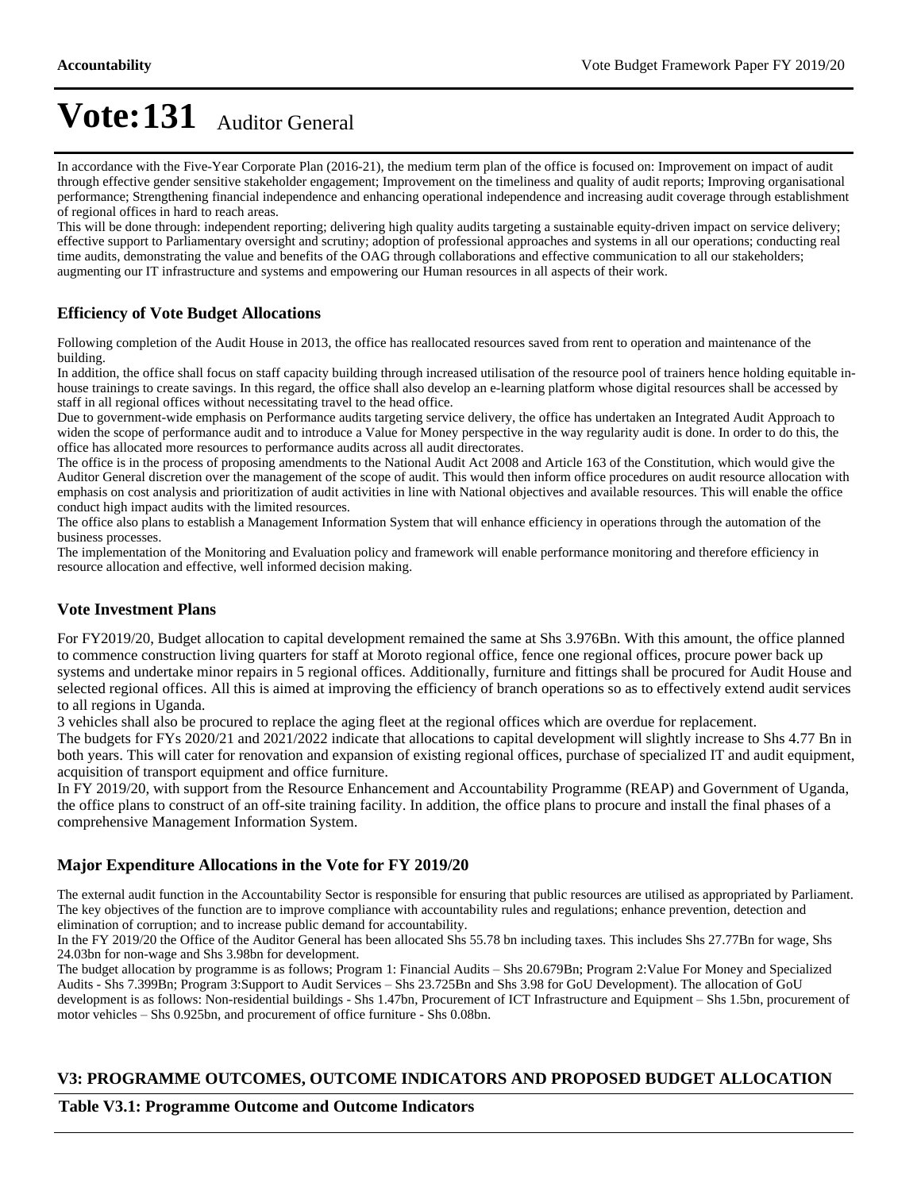# Vote:131 Auditor General

In accordance with the Five-Year Corporate Plan (2016-21), the medium term plan of the office is focused on: Improvement on impact of audit through effective gender sensitive stakeholder engagement; Improvement on the timeliness and quality of audit reports; Improving organisational performance; Strengthening financial independence and enhancing operational independence and increasing audit coverage through establishment of regional offices in hard to reach areas.
This will be done through: independent reporting; delivering high quality audits targeting a sustainable equity-driven impact on service delivery; effective support to Parliamentary oversight and scrutiny; adoption of professional approaches and systems in all our operations; conducting real time audits, demonstrating the value and benefits of the OAG through collaborations and effective communication to all our stakeholders; augmenting our IT infrastructure and systems and empowering our Human resources in all aspects of their work.

### Efficiency of Vote Budget Allocations

Following completion of the Audit House in 2013, the office has reallocated resources saved from rent to operation and maintenance of the building.
In addition, the office shall focus on staff capacity building through increased utilisation of the resource pool of trainers hence holding equitable in-house trainings to create savings. In this regard, the office shall also develop an e-learning platform whose digital resources shall be accessed by staff in all regional offices without necessitating travel to the head office.
Due to government-wide emphasis on Performance audits targeting service delivery, the office has undertaken an Integrated Audit Approach to widen the scope of performance audit and to introduce a Value for Money perspective in the way regularity audit is done. In order to do this, the office has allocated more resources to performance audits across all audit directorates.
The office is in the process of proposing amendments to the National Audit Act 2008 and Article 163 of the Constitution, which would give the Auditor General discretion over the management of the scope of audit. This would then inform office procedures on audit resource allocation with emphasis on cost analysis and prioritization of audit activities in line with National objectives and available resources. This will enable the office conduct high impact audits with the limited resources.
The office also plans to establish a Management Information System that will enhance efficiency in operations through the automation of the business processes.
The implementation of the Monitoring and Evaluation policy and framework will enable performance monitoring and therefore efficiency in resource allocation and effective, well informed decision making.

### Vote Investment Plans

For FY2019/20, Budget allocation to capital development remained the same at Shs 3.976Bn. With this amount, the office planned to commence construction living quarters for staff at Moroto regional office, fence one regional offices, procure power back up systems and undertake minor repairs in 5 regional offices. Additionally, furniture and fittings shall be procured for Audit House and selected regional offices. All this is aimed at improving the efficiency of branch operations so as to effectively extend audit services to all regions in Uganda.
3 vehicles shall also be procured to replace the aging fleet at the regional offices which are overdue for replacement.
The budgets for FYs 2020/21 and 2021/2022 indicate that allocations to capital development will slightly increase to Shs 4.77 Bn in both years. This will cater for renovation and expansion of existing regional offices, purchase of specialized IT and audit equipment, acquisition of transport equipment and office furniture.
In FY 2019/20, with support from the Resource Enhancement and Accountability Programme (REAP) and Government of Uganda, the office plans to construct of an off-site training facility. In addition, the office plans to procure and install the final phases of a comprehensive Management Information System.

### Major Expenditure Allocations in the Vote for FY 2019/20

The external audit function in the Accountability Sector is responsible for ensuring that public resources are utilised as appropriated by Parliament. The key objectives of the function are to improve compliance with accountability rules and regulations; enhance prevention, detection and elimination of corruption; and to increase public demand for accountability.
In the FY 2019/20 the Office of the Auditor General has been allocated Shs 55.78 bn including taxes. This includes Shs 27.77Bn for wage, Shs 24.03bn for non-wage and Shs 3.98bn for development.
The budget allocation by programme is as follows; Program 1: Financial Audits – Shs 20.679Bn; Program 2:Value For Money and Specialized Audits - Shs 7.399Bn; Program 3:Support to Audit Services – Shs 23.725Bn and Shs 3.98 for GoU Development). The allocation of GoU development is as follows: Non-residential buildings - Shs 1.47bn, Procurement of ICT Infrastructure and Equipment – Shs 1.5bn, procurement of motor vehicles – Shs 0.925bn, and procurement of office furniture - Shs 0.08bn.

## V3: PROGRAMME OUTCOMES, OUTCOME INDICATORS AND PROPOSED BUDGET ALLOCATION

**Table V3.1: Programme Outcome and Outcome Indicators**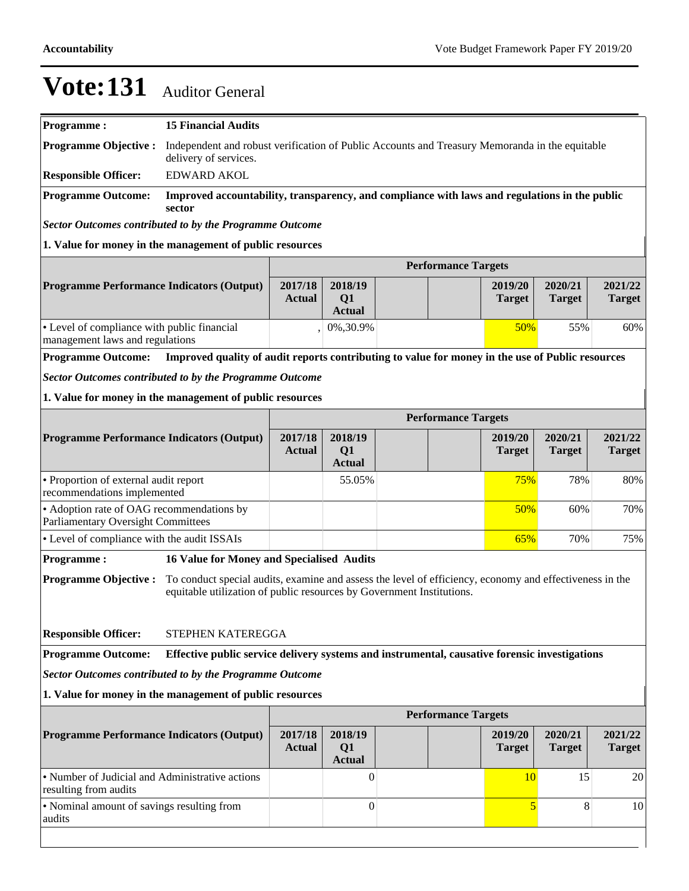# Vote:131 Auditor General

| | |
|---|---|
| **Programme :** | **15 Financial Audits** |
| **Programme Objective :** | Independent and robust verification of Public Accounts and Treasury Memoranda in the equitable delivery of services. |
| **Responsible Officer:** | EDWARD AKOL |
| **Programme Outcome:** | **Improved accountability, transparency, and compliance with laws and regulations in the public sector** |

***Sector Outcomes contributed to by the Programme Outcome***

**1. Value for money in the management of public resources**

| Programme Performance Indicators (Output) | 2017/18 Actual | 2018/19 Q1 Actual | | | 2019/20 Target | 2020/21 Target | 2021/22 Target |
|---|---|---|---|---|---|---|---|
| • Level of compliance with public financial management laws and regulations | , | 0%,30.9% | | | 50% | 55% | 60% |

| | |
|---|---|
| **Programme Outcome:** | **Improved quality of audit reports contributing to value for money in the use of Public resources** |

***Sector Outcomes contributed to by the Programme Outcome***

**1. Value for money in the management of public resources**

| Programme Performance Indicators (Output) | 2017/18 Actual | 2018/19 Q1 Actual | | | 2019/20 Target | 2020/21 Target | 2021/22 Target |
|---|---|---|---|---|---|---|---|
| • Proportion of external audit report recommendations implemented | | 55.05% | | | 75% | 78% | 80% |
| • Adoption rate of OAG recommendations by Parliamentary Oversight Committees | | | | | 50% | 60% | 70% |
| • Level of compliance with the audit ISSAIs | | | | | 65% | 70% | 75% |

| | |
|---|---|
| **Programme :** | **16 Value for Money and Specialised Audits** |
| **Programme Objective :** | To conduct special audits, examine and assess the level of efficiency, economy and effectiveness in the equitable utilization of public resources by Government Institutions. |
| **Responsible Officer:** | STEPHEN KATEREGGA |
| **Programme Outcome:** | **Effective public service delivery systems and instrumental, causative forensic investigations** |

***Sector Outcomes contributed to by the Programme Outcome***

**1. Value for money in the management of public resources**

| Programme Performance Indicators (Output) | 2017/18 Actual | 2018/19 Q1 Actual | | | 2019/20 Target | 2020/21 Target | 2021/22 Target |
|---|---|---|---|---|---|---|---|
| • Number of Judicial and Administrative actions resulting from audits | | 0 | | | 10 | 15 | 20 |
| • Nominal amount of savings resulting from audits | | 0 | | | 5 | 8 | 10 |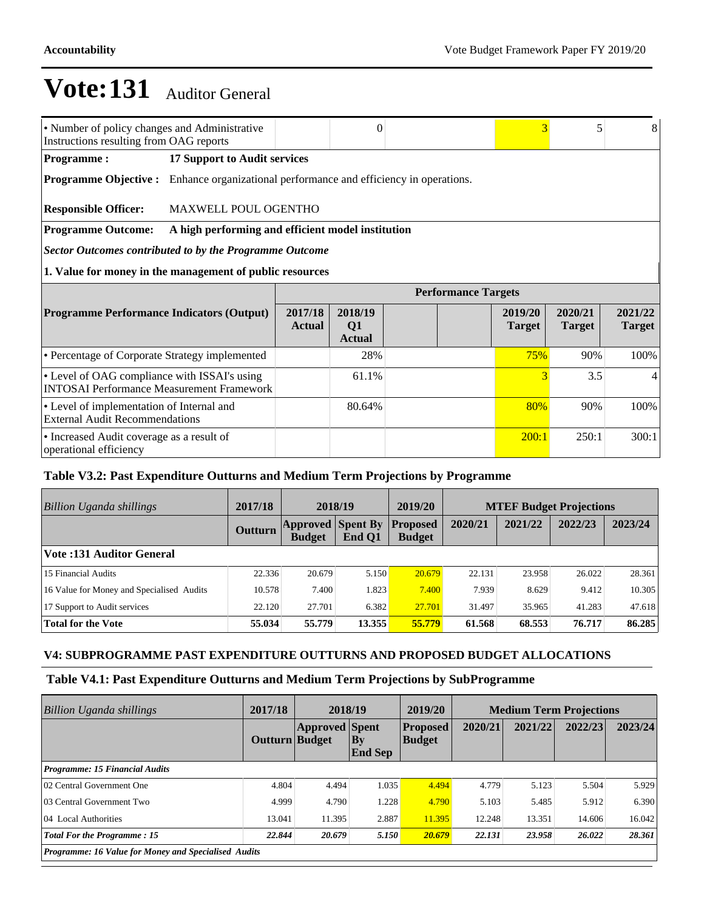# Vote:131 Auditor General

| | | | | | | | |
|---|---|---|---|---|---|---|---|
| • Number of policy changes and Administrative Instructions resulting from OAG reports | | 0 | | | 3 | 5 | 8 |

**Programme :** 17 Support to Audit services

**Programme Objective :** Enhance organizational performance and efficiency in operations.

**Responsible Officer:** MAXWELL POUL OGENTHO

**Programme Outcome:** A high performing and efficient model institution

***Sector Outcomes contributed to by the Programme Outcome***

**1. Value for money in the management of public resources**

| Programme Performance Indicators (Output) | Performance Targets | | | | | | |
|---|---|---|---|---|---|---|---|
| | 2017/18 Actual | 2018/19 Q1 Actual | | | 2019/20 Target | 2020/21 Target | 2021/22 Target |
| • Percentage of Corporate Strategy implemented | | 28% | | | 75% | 90% | 100% |
| • Level of OAG compliance with ISSAI's using INTOSAI Performance Measurement Framework | | 61.1% | | | 3 | 3.5 | 4 |
| • Level of implementation of Internal and External Audit Recommendations | | 80.64% | | | 80% | 90% | 100% |
| • Increased Audit coverage as a result of operational efficiency | | | | | 200:1 | 250:1 | 300:1 |

### Table V3.2: Past Expenditure Outturns and Medium Term Projections by Programme

| *Billion Uganda shillings* | 2017/18 | 2018/19 | | 2019/20 | MTEF Budget Projections | | | |
|---|---|---|---|---|---|---|---|---|
| | Outturn | Approved Budget | Spent By End Q1 | Proposed Budget | 2020/21 | 2021/22 | 2022/23 | 2023/24 |
| **Vote :131 Auditor General** | | | | | | | | |
| 15 Financial Audits | 22.336 | 20.679 | 5.150 | 20.679 | 22.131 | 23.958 | 26.022 | 28.361 |
| 16 Value for Money and Specialised Audits | 10.578 | 7.400 | 1.823 | 7.400 | 7.939 | 8.629 | 9.412 | 10.305 |
| 17 Support to Audit services | 22.120 | 27.701 | 6.382 | 27.701 | 31.497 | 35.965 | 41.283 | 47.618 |
| **Total for the Vote** | **55.034** | **55.779** | **13.355** | **55.779** | **61.568** | **68.553** | **76.717** | **86.285** |

### V4: SUBPROGRAMME PAST EXPENDITURE OUTTURNS AND PROPOSED BUDGET ALLOCATIONS

### Table V4.1: Past Expenditure Outturns and Medium Term Projections by SubProgramme

| *Billion Uganda shillings* | 2017/18 | 2018/19 | | 2019/20 | Medium Term Projections | | | |
|---|---|---|---|---|---|---|---|---|
| | Outturn | Approved Budget | Spent By End Sep | Proposed Budget | 2020/21 | 2021/22 | 2022/23 | 2023/24 |
| ***Programme: 15 Financial Audits*** | | | | | | | | |
| 02 Central Government One | 4.804 | 4.494 | 1.035 | 4.494 | 4.779 | 5.123 | 5.504 | 5.929 |
| 03 Central Government Two | 4.999 | 4.790 | 1.228 | 4.790 | 5.103 | 5.485 | 5.912 | 6.390 |
| 04 Local Authorities | 13.041 | 11.395 | 2.887 | 11.395 | 12.248 | 13.351 | 14.606 | 16.042 |
| ***Total For the Programme : 15*** | ***22.844*** | ***20.679*** | ***5.150*** | ***20.679*** | ***22.131*** | ***23.958*** | ***26.022*** | ***28.361*** |
| ***Programme: 16 Value for Money and Specialised Audits*** | | | | | | | | |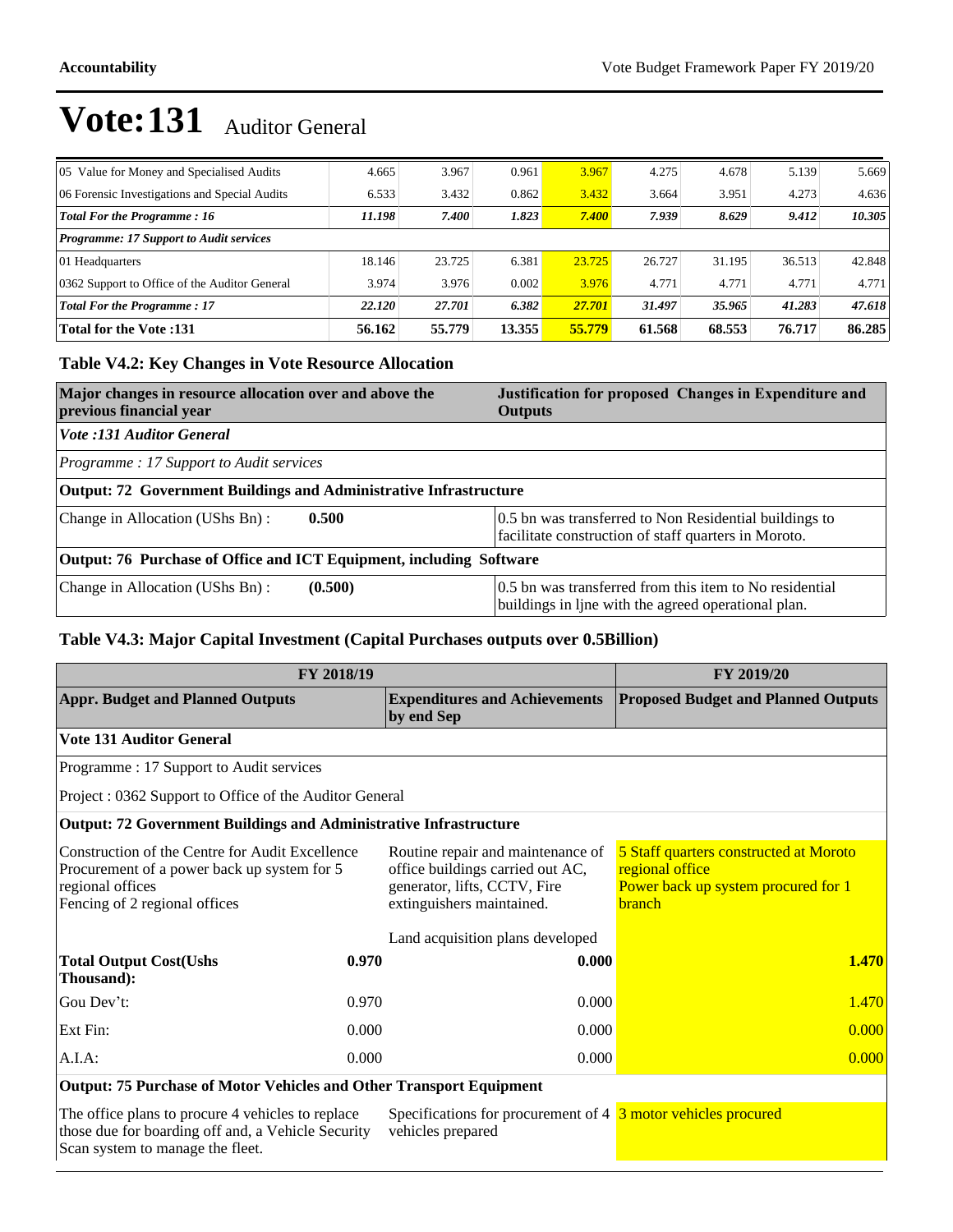# Vote:131 Auditor General

| | | | | | | | | |
|---|---|---|---|---|---|---|---|---|
| 05 Value for Money and Specialised Audits | 4.665 | 3.967 | 0.961 | 3.967 | 4.275 | 4.678 | 5.139 | 5.669 |
| 06 Forensic Investigations and Special Audits | 6.533 | 3.432 | 0.862 | 3.432 | 3.664 | 3.951 | 4.273 | 4.636 |
| ***Total For the Programme : 16*** | ***11.198*** | ***7.400*** | ***1.823*** | ***7.400*** | ***7.939*** | ***8.629*** | ***9.412*** | ***10.305*** |
| ***Programme: 17 Support to Audit services*** | | | | | | | | |
| 01 Headquarters | 18.146 | 23.725 | 6.381 | 23.725 | 26.727 | 31.195 | 36.513 | 42.848 |
| 0362 Support to Office of the Auditor General | 3.974 | 3.976 | 0.002 | 3.976 | 4.771 | 4.771 | 4.771 | 4.771 |
| ***Total For the Programme : 17*** | ***22.120*** | ***27.701*** | ***6.382*** | ***27.701*** | ***31.497*** | ***35.965*** | ***41.283*** | ***47.618*** |
| **Total for the Vote :131** | **56.162** | **55.779** | **13.355** | **55.779** | **61.568** | **68.553** | **76.717** | **86.285** |

### Table V4.2: Key Changes in Vote Resource Allocation

| Major changes in resource allocation over and above the previous financial year | | Justification for proposed Changes in Expenditure and Outputs |
|---|---|---|
| ***Vote :131 Auditor General*** | | |
| *Programme : 17 Support to Audit services* | | |
| **Output: 72 Government Buildings and Administrative Infrastructure** | | |
| Change in Allocation (UShs Bn) : | **0.500** | 0.5 bn was transferred to Non Residential buildings to facilitate construction of staff quarters in Moroto. |
| **Output: 76 Purchase of Office and ICT Equipment, including Software** | | |
| Change in Allocation (UShs Bn) : | **(0.500)** | 0.5 bn was transferred from this item to No residential buildings in ljne with the agreed operational plan. |

### Table V4.3: Major Capital Investment (Capital Purchases outputs over 0.5Billion)

| FY 2018/19 | | | FY 2019/20 |
|---|---|---|---|
| **Appr. Budget and Planned Outputs** | | **Expenditures and Achievements by end Sep** | **Proposed Budget and Planned Outputs** |
| **Vote 131 Auditor General** | | | |
| Programme : 17 Support to Audit services | | | |
| Project : 0362 Support to Office of the Auditor General | | | |
| **Output: 72 Government Buildings and Administrative Infrastructure** | | | |
| Construction of the Centre for Audit Excellence<br>Procurement of a power back up system for 5 regional offices<br>Fencing of 2 regional offices | | Routine repair and maintenance of office buildings carried out AC, generator, lifts, CCTV, Fire extinguishers maintained.<br><br>Land acquisition plans developed | 5 Staff quarters constructed at Moroto regional office<br>Power back up system procured for 1 branch |
| **Total Output Cost(Ushs Thousand):** | **0.970** | **0.000** | **1.470** |
| Gou Dev't: | 0.970 | 0.000 | 1.470 |
| Ext Fin: | 0.000 | 0.000 | 0.000 |
| A.I.A: | 0.000 | 0.000 | 0.000 |
| **Output: 75 Purchase of Motor Vehicles and Other Transport Equipment** | | | |
| The office plans to procure 4 vehicles to replace those due for boarding off and, a Vehicle Security Scan system to manage the fleet. | | Specifications for procurement of 4 vehicles prepared | 3 motor vehicles procured |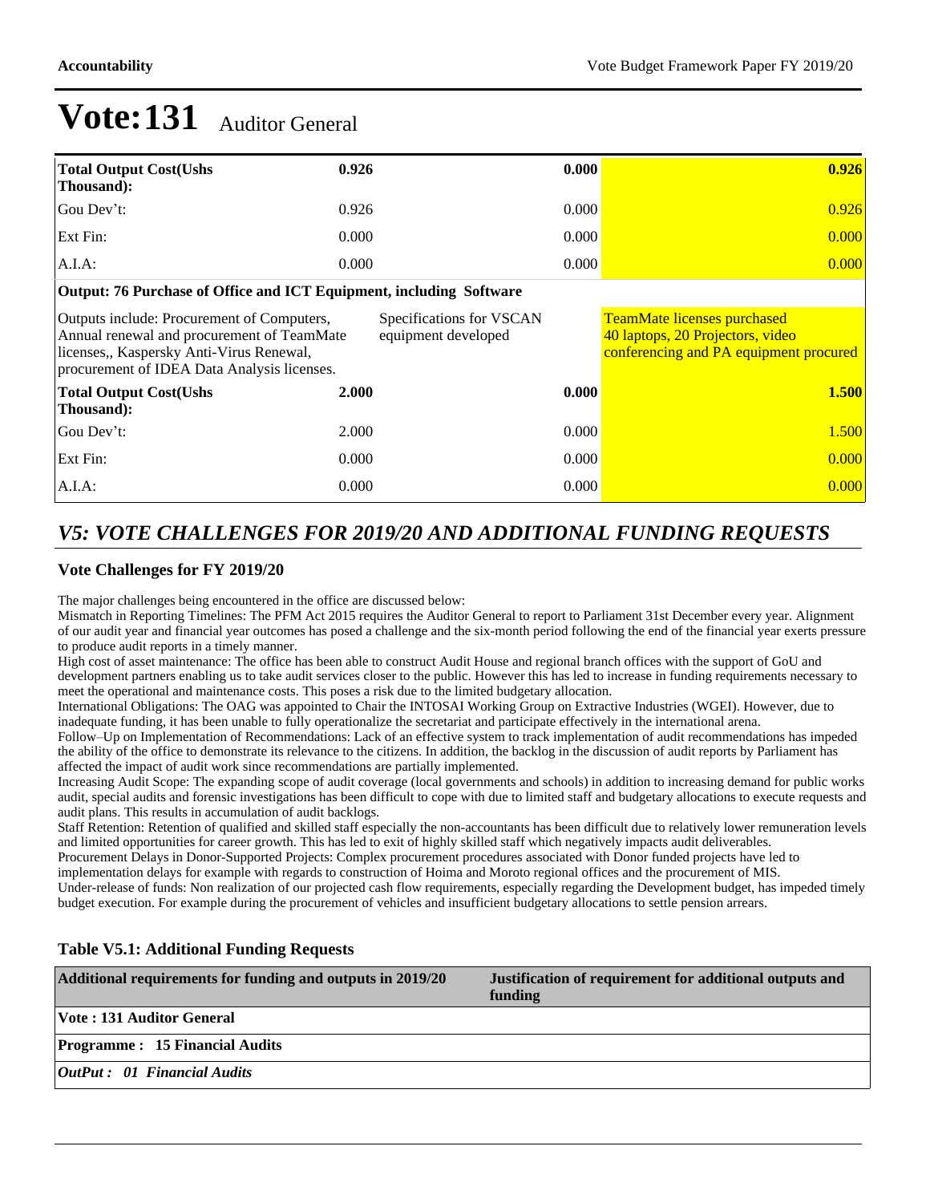# Vote:131 Auditor General

| | | | |
|---|---|---|---|
| **Total Output Cost(Ushs Thousand):** | **0.926** | **0.000** | **0.926** |
| Gou Dev't: | 0.926 | 0.000 | 0.926 |
| Ext Fin: | 0.000 | 0.000 | 0.000 |
| A.I.A: | 0.000 | 0.000 | 0.000 |
| **Output: 76 Purchase of Office and ICT Equipment, including Software** | | | |
| Outputs include: Procurement of Computers, Annual renewal and procurement of TeamMate licenses,, Kaspersky Anti-Virus Renewal, procurement of IDEA Data Analysis licenses. | Specifications for VSCAN equipment developed | | TeamMate licenses purchased<br>40 laptops, 20 Projectors, video conferencing and PA equipment procured |
| **Total Output Cost(Ushs Thousand):** | **2.000** | **0.000** | **1.500** |
| Gou Dev't: | 2.000 | 0.000 | 1.500 |
| Ext Fin: | 0.000 | 0.000 | 0.000 |
| A.I.A: | 0.000 | 0.000 | 0.000 |

## *V5: VOTE CHALLENGES FOR 2019/20 AND ADDITIONAL FUNDING REQUESTS*

### Vote Challenges for FY 2019/20

The major challenges being encountered in the office are discussed below:

Mismatch in Reporting Timelines: The PFM Act 2015 requires the Auditor General to report to Parliament 31st December every year. Alignment of our audit year and financial year outcomes has posed a challenge and the six-month period following the end of the financial year exerts pressure to produce audit reports in a timely manner.

High cost of asset maintenance: The office has been able to construct Audit House and regional branch offices with the support of GoU and development partners enabling us to take audit services closer to the public. However this has led to increase in funding requirements necessary to meet the operational and maintenance costs. This poses a risk due to the limited budgetary allocation.

International Obligations: The OAG was appointed to Chair the INTOSAI Working Group on Extractive Industries (WGEI). However, due to inadequate funding, it has been unable to fully operationalize the secretariat and participate effectively in the international arena.

Follow–Up on Implementation of Recommendations: Lack of an effective system to track implementation of audit recommendations has impeded the ability of the office to demonstrate its relevance to the citizens. In addition, the backlog in the discussion of audit reports by Parliament has affected the impact of audit work since recommendations are partially implemented.

Increasing Audit Scope: The expanding scope of audit coverage (local governments and schools) in addition to increasing demand for public works audit, special audits and forensic investigations has been difficult to cope with due to limited staff and budgetary allocations to execute requests and audit plans. This results in accumulation of audit backlogs.

Staff Retention: Retention of qualified and skilled staff especially the non-accountants has been difficult due to relatively lower remuneration levels and limited opportunities for career growth. This has led to exit of highly skilled staff which negatively impacts audit deliverables.

Procurement Delays in Donor-Supported Projects: Complex procurement procedures associated with Donor funded projects have led to implementation delays for example with regards to construction of Hoima and Moroto regional offices and the procurement of MIS.

Under-release of funds: Non realization of our projected cash flow requirements, especially regarding the Development budget, has impeded timely budget execution. For example during the procurement of vehicles and insufficient budgetary allocations to settle pension arrears.

### Table V5.1: Additional Funding Requests

| Additional requirements for funding and outputs in 2019/20 | Justification of requirement for additional outputs and funding |
|---|---|
| **Vote : 131 Auditor General** | |
| **Programme : 15 Financial Audits** | |
| ***OutPut : 01 Financial Audits*** | |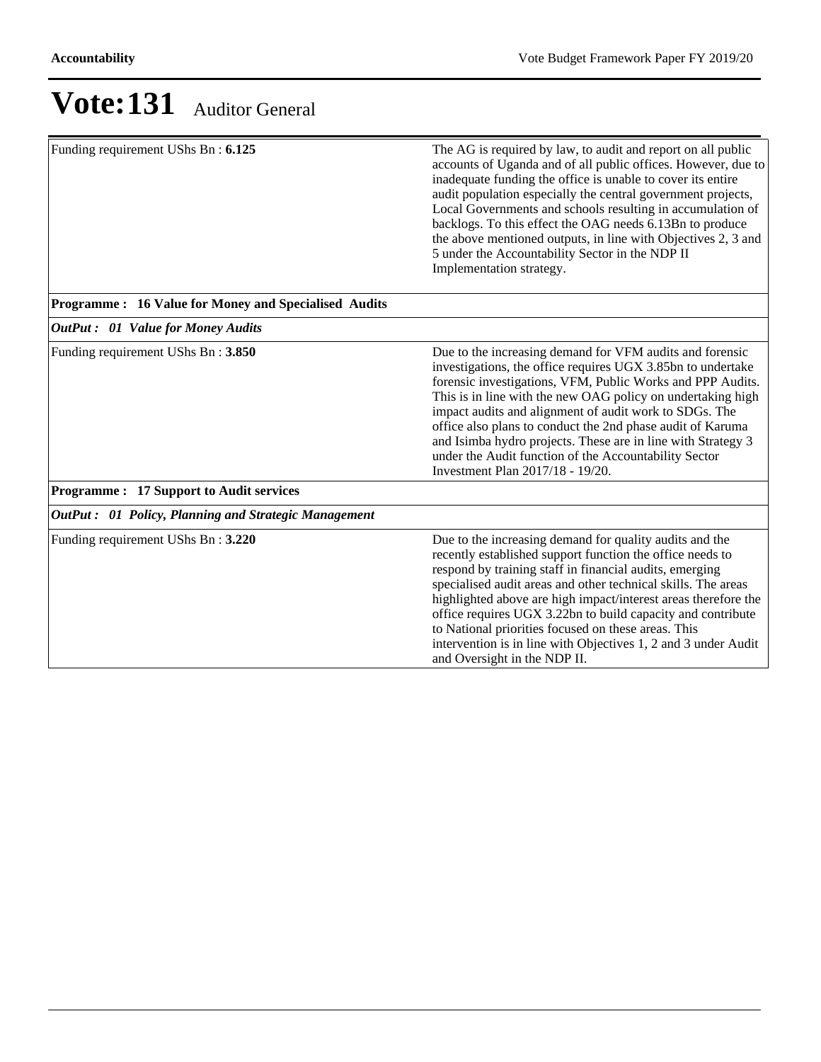# Vote:131 Auditor General

| | |
|---|---|
| Funding requirement UShs Bn : **6.125** | The AG is required by law, to audit and report on all public accounts of Uganda and of all public offices. However, due to inadequate funding the office is unable to cover its entire audit population especially the central government projects, Local Governments and schools resulting in accumulation of backlogs. To this effect the OAG needs 6.13Bn to produce the above mentioned outputs, in line with Objectives 2, 3 and 5 under the Accountability Sector in the NDP II Implementation strategy. |
| **Programme : 16 Value for Money and Specialised Audits** | |
| ***OutPut : 01 Value for Money Audits*** | |
| Funding requirement UShs Bn : **3.850** | Due to the increasing demand for VFM audits and forensic investigations, the office requires UGX 3.85bn to undertake forensic investigations, VFM, Public Works and PPP Audits. This is in line with the new OAG policy on undertaking high impact audits and alignment of audit work to SDGs. The office also plans to conduct the 2nd phase audit of Karuma and Isimba hydro projects. These are in line with Strategy 3 under the Audit function of the Accountability Sector Investment Plan 2017/18 - 19/20. |
| **Programme : 17 Support to Audit services** | |
| ***OutPut : 01 Policy, Planning and Strategic Management*** | |
| Funding requirement UShs Bn : **3.220** | Due to the increasing demand for quality audits and the recently established support function the office needs to respond by training staff in financial audits, emerging specialised audit areas and other technical skills. The areas highlighted above are high impact/interest areas therefore the office requires UGX 3.22bn to build capacity and contribute to National priorities focused on these areas. This intervention is in line with Objectives 1, 2 and 3 under Audit and Oversight in the NDP II. |